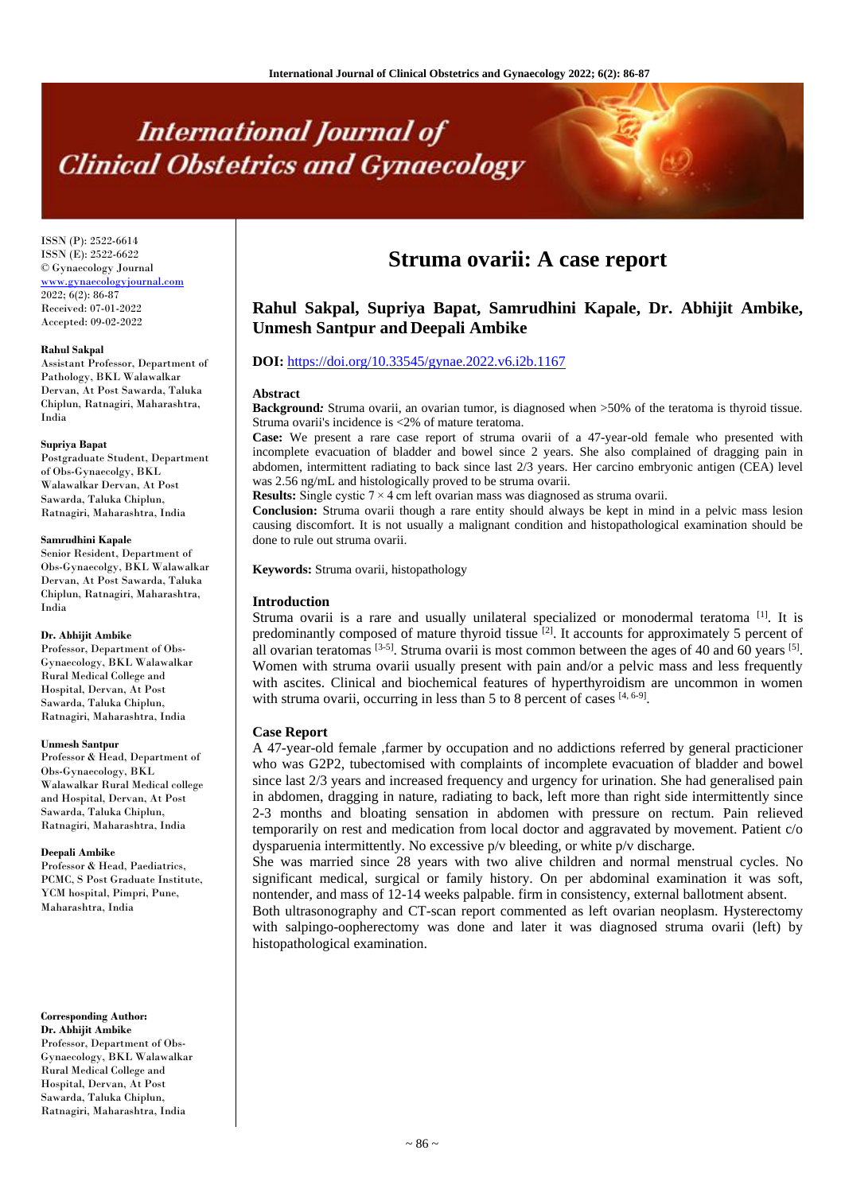# International Journal of Clinical Obstetrics and Gynaecology

ISSN (P): 2522-6614
ISSN (E): 2522-6622
© Gynaecology Journal
www.gynaecologyjournal.com
2022; 6(2): 86-87
Received: 07-01-2022
Accepted: 09-02-2022

**Rahul Sakpal**
Assistant Professor, Department of Pathology, BKL Walawalkar Dervan, At Post Sawarda, Taluka Chiplun, Ratnagiri, Maharashtra, India

**Supriya Bapat**
Postgraduate Student, Department of Obs-Gynaecolgy, BKL Walawalkar Dervan, At Post Sawarda, Taluka Chiplun, Ratnagiri, Maharashtra, India

**Samrudhini Kapale**
Senior Resident, Department of Obs-Gynaecolgy, BKL Walawalkar Dervan, At Post Sawarda, Taluka Chiplun, Ratnagiri, Maharashtra, India

**Dr. Abhijit Ambike**
Professor, Department of Obs-Gynaecology, BKL Walawalkar Rural Medical College and Hospital, Dervan, At Post Sawarda, Taluka Chiplun, Ratnagiri, Maharashtra, India

**Unmesh Santpur**
Professor & Head, Department of Obs-Gynaecology, BKL Walawalkar Rural Medical college and Hospital, Dervan, At Post Sawarda, Taluka Chiplun, Ratnagiri, Maharashtra, India

**Deepali Ambike**
Professor & Head, Paediatrics, PCMC, S Post Graduate Institute, YCM hospital, Pimpri, Pune, Maharashtra, India

**Corresponding Author:**
**Dr. Abhijit Ambike**
Professor, Department of Obs-Gynaecology, BKL Walawalkar Rural Medical College and Hospital, Dervan, At Post Sawarda, Taluka Chiplun, Ratnagiri, Maharashtra, India

# Struma ovarii: A case report

**Rahul Sakpal, Supriya Bapat, Samrudhini Kapale, Dr. Abhijit Ambike, Unmesh Santpur and Deepali Ambike**

**DOI:** https://doi.org/10.33545/gynae.2022.v6.i2b.1167

## Abstract

**Background:** Struma ovarii, an ovarian tumor, is diagnosed when >50% of the teratoma is thyroid tissue. Struma ovarii's incidence is <2% of mature teratoma.

**Case:** We present a rare case report of struma ovarii of a 47-year-old female who presented with incomplete evacuation of bladder and bowel since 2 years. She also complained of dragging pain in abdomen, intermittent radiating to back since last 2/3 years. Her carcino embryonic antigen (CEA) level was 2.56 ng/mL and histologically proved to be struma ovarii.

**Results:** Single cystic 7 × 4 cm left ovarian mass was diagnosed as struma ovarii.

**Conclusion:** Struma ovarii though a rare entity should always be kept in mind in a pelvic mass lesion causing discomfort. It is not usually a malignant condition and histopathological examination should be done to rule out struma ovarii.

**Keywords:** Struma ovarii, histopathology

## Introduction

Struma ovarii is a rare and usually unilateral specialized or monodermal teratoma [1]. It is predominantly composed of mature thyroid tissue [2]. It accounts for approximately 5 percent of all ovarian teratomas [3-5]. Struma ovarii is most common between the ages of 40 and 60 years [5]. Women with struma ovarii usually present with pain and/or a pelvic mass and less frequently with ascites. Clinical and biochemical features of hyperthyroidism are uncommon in women with struma ovarii, occurring in less than 5 to 8 percent of cases [4, 6-9].

## Case Report

A 47-year-old female ,farmer by occupation and no addictions referred by general practicioner who was G2P2, tubectomised with complaints of incomplete evacuation of bladder and bowel since last 2/3 years and increased frequency and urgency for urination. She had generalised pain in abdomen, dragging in nature, radiating to back, left more than right side intermittently since 2-3 months and bloating sensation in abdomen with pressure on rectum. Pain relieved temporarily on rest and medication from local doctor and aggravated by movement. Patient c/o dysparuenia intermittently. No excessive p/v bleeding, or white p/v discharge.

She was married since 28 years with two alive children and normal menstrual cycles. No significant medical, surgical or family history. On per abdominal examination it was soft, nontender, and mass of 12-14 weeks palpable. firm in consistency, external ballotment absent.

Both ultrasonography and CT-scan report commented as left ovarian neoplasm. Hysterectomy with salpingo-oopherectomy was done and later it was diagnosed struma ovarii (left) by histopathological examination.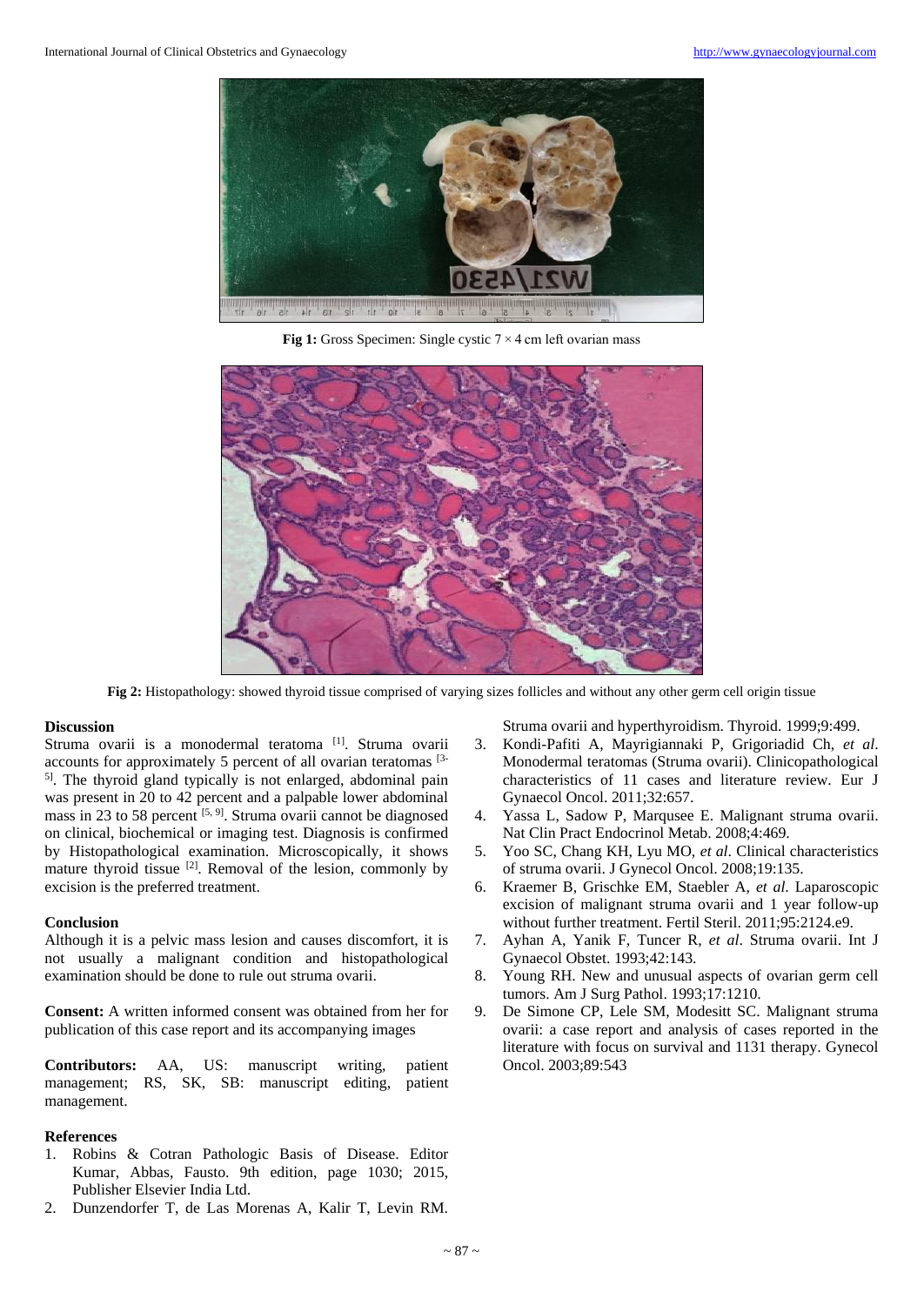**Fig 1:** Gross Specimen: Single cystic 7 × 4 cm left ovarian mass

**Fig 2:** Histopathology: showed thyroid tissue comprised of varying sizes follicles and without any other germ cell origin tissue

## Discussion

Struma ovarii is a monodermal teratoma [1]. Struma ovarii accounts for approximately 5 percent of all ovarian teratomas [3-5]. The thyroid gland typically is not enlarged, abdominal pain was present in 20 to 42 percent and a palpable lower abdominal mass in 23 to 58 percent [5, 9]. Struma ovarii cannot be diagnosed on clinical, biochemical or imaging test. Diagnosis is confirmed by Histopathological examination. Microscopically, it shows mature thyroid tissue [2]. Removal of the lesion, commonly by excision is the preferred treatment.

## Conclusion

Although it is a pelvic mass lesion and causes discomfort, it is not usually a malignant condition and histopathological examination should be done to rule out struma ovarii.

**Consent:** A written informed consent was obtained from her for publication of this case report and its accompanying images

**Contributors:** AA, US: manuscript writing, patient management; RS, SK, SB: manuscript editing, patient management.

## References

1. Robins & Cotran Pathologic Basis of Disease. Editor Kumar, Abbas, Fausto. 9th edition, page 1030; 2015, Publisher Elsevier India Ltd.
2. Dunzendorfer T, de Las Morenas A, Kalir T, Levin RM. Struma ovarii and hyperthyroidism. Thyroid. 1999;9:499.
3. Kondi-Pafiti A, Mayrigiannaki P, Grigoriadid Ch, *et al*. Monodermal teratomas (Struma ovarii). Clinicopathological characteristics of 11 cases and literature review. Eur J Gynaecol Oncol. 2011;32:657.
4. Yassa L, Sadow P, Marqusee E. Malignant struma ovarii. Nat Clin Pract Endocrinol Metab. 2008;4:469.
5. Yoo SC, Chang KH, Lyu MO, *et al*. Clinical characteristics of struma ovarii. J Gynecol Oncol. 2008;19:135.
6. Kraemer B, Grischke EM, Staebler A, *et al*. Laparoscopic excision of malignant struma ovarii and 1 year follow-up without further treatment. Fertil Steril. 2011;95:2124.e9.
7. Ayhan A, Yanik F, Tuncer R, *et al*. Struma ovarii. Int J Gynaecol Obstet. 1993;42:143.
8. Young RH. New and unusual aspects of ovarian germ cell tumors. Am J Surg Pathol. 1993;17:1210.
9. De Simone CP, Lele SM, Modesitt SC. Malignant struma ovarii: a case report and analysis of cases reported in the literature with focus on survival and 1131 therapy. Gynecol Oncol. 2003;89:543